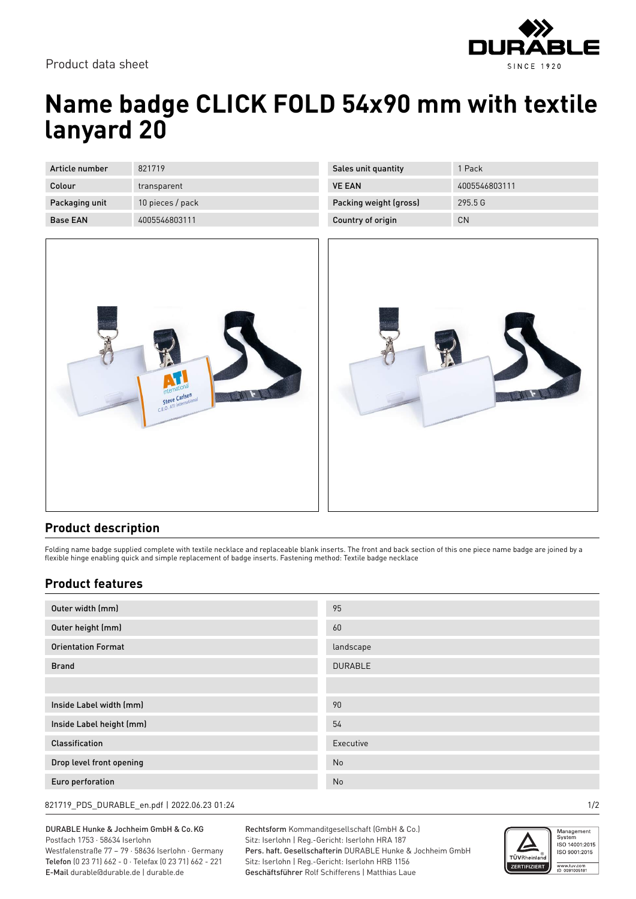Product data sheet

# Name badge CLICK FOLD 54x90 mm with textile lanyard 20

| Article number | 821719 | Sales unit quantity | 1 Pack |
|---|---|---|---|
| Colour | transparent | VE EAN | 4005546803111 |
| Packaging unit | 10 pieces / pack | Packing weight (gross) | 295.5 G |
| Base EAN | 4005546803111 | Country of origin | CN |

## Product description

Folding name badge supplied complete with textile necklace and replaceable blank inserts. The front and back section of this one piece name badge are joined by a flexible hinge enabling quick and simple replacement of badge inserts. Fastening method: Textile badge necklace

## Product features

| | |
|---|---|
| Outer width (mm) | 95 |
| Outer height (mm) | 60 |
| Orientation Format | landscape |
| Brand | DURABLE |
| | |
| Inside Label width (mm) | 90 |
| Inside Label height (mm) | 54 |
| Classification | Executive |
| Drop level front opening | No |
| Euro perforation | No |

821719_PDS_DURABLE_en.pdf | 2022.06.23 01:24

DURABLE Hunke & Jochheim GmbH & Co. KG
Postfach 1753 · 58634 Iserlohn
Westfalenstraße 77 – 79 · 58636 Iserlohn · Germany
**Telefon** (0 23 71) 662 - 0 · Telefax (0 23 71) 662 - 221
**E-Mail** durable@durable.de | durable.de

**Rechtsform** Kommanditgesellschaft (GmbH & Co.)
Sitz: Iserlohn | Reg.-Gericht: Iserlohn HRA 187
**Pers. haft. Gesellschafterin** DURABLE Hunke & Jochheim GmbH
Sitz: Iserlohn | Reg.-Gericht: Iserlohn HRB 1156
**Geschäftsführer** Rolf Schifferens | Matthias Laue

Management System ISO 14001:2015 ISO 9001:2015
www.tuv.com ID 0091006181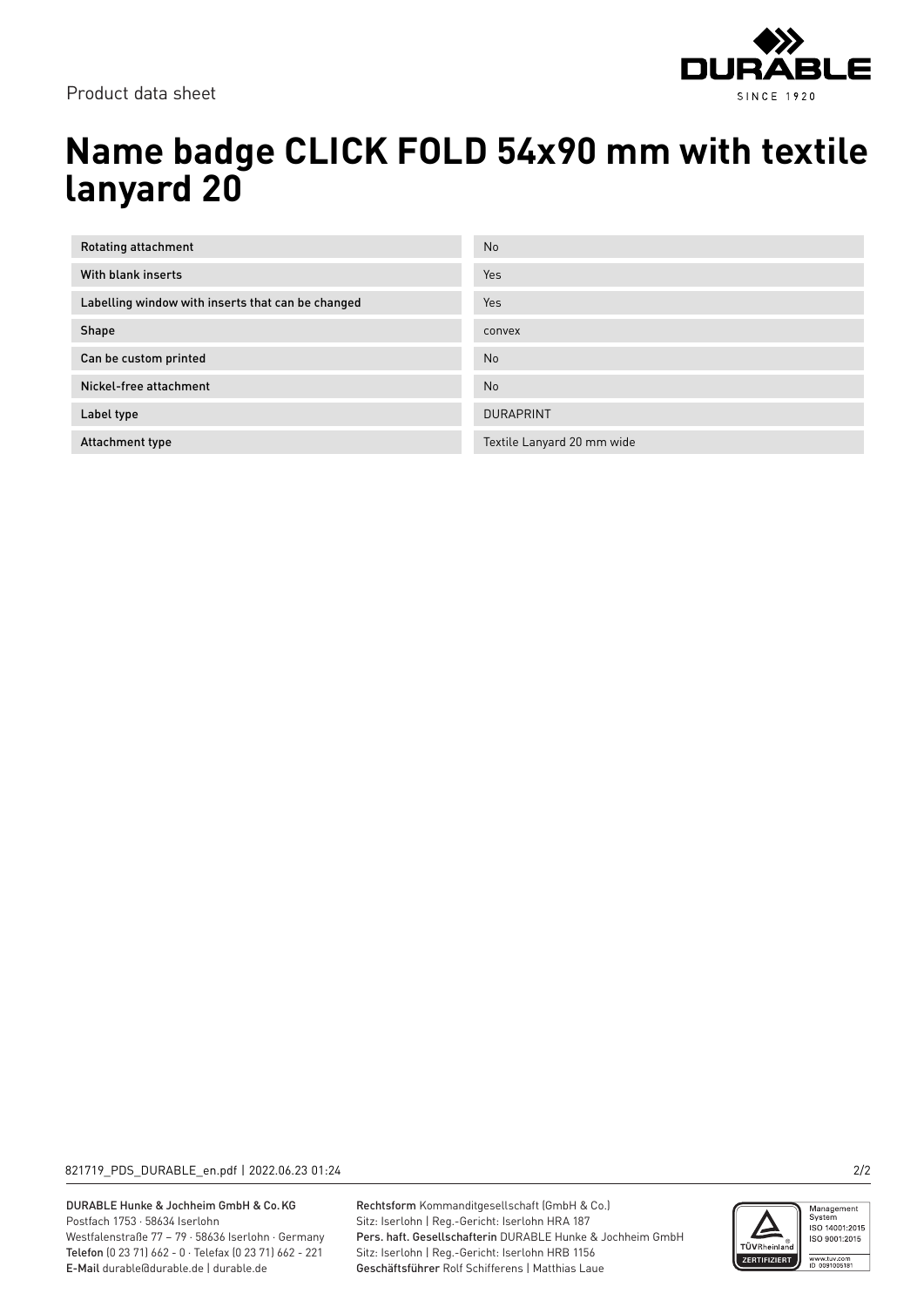# Name badge CLICK FOLD 54x90 mm with textile lanyard 20

| | |
|---|---|
| Rotating attachment | No |
| With blank inserts | Yes |
| Labelling window with inserts that can be changed | Yes |
| Shape | convex |
| Can be custom printed | No |
| Nickel-free attachment | No |
| Label type | DURAPRINT |
| Attachment type | Textile Lanyard 20 mm wide |

821719_PDS_DURABLE_en.pdf | 2022.06.23 01:24

DURABLE Hunke & Jochheim GmbH & Co. KG
Postfach 1753 · 58634 Iserlohn
Westfalenstraße 77 – 79 · 58636 Iserlohn · Germany
Telefon (0 23 71) 662 - 0 · Telefax (0 23 71) 662 - 221
E-Mail durable@durable.de | durable.de

Rechtsform Kommanditgesellschaft (GmbH & Co.)
Sitz: Iserlohn | Reg.-Gericht: Iserlohn HRA 187
Pers. haft. Gesellschafterin DURABLE Hunke & Jochheim GmbH
Sitz: Iserlohn | Reg.-Gericht: Iserlohn HRB 1156
Geschäftsführer Rolf Schifferens | Matthias Laue